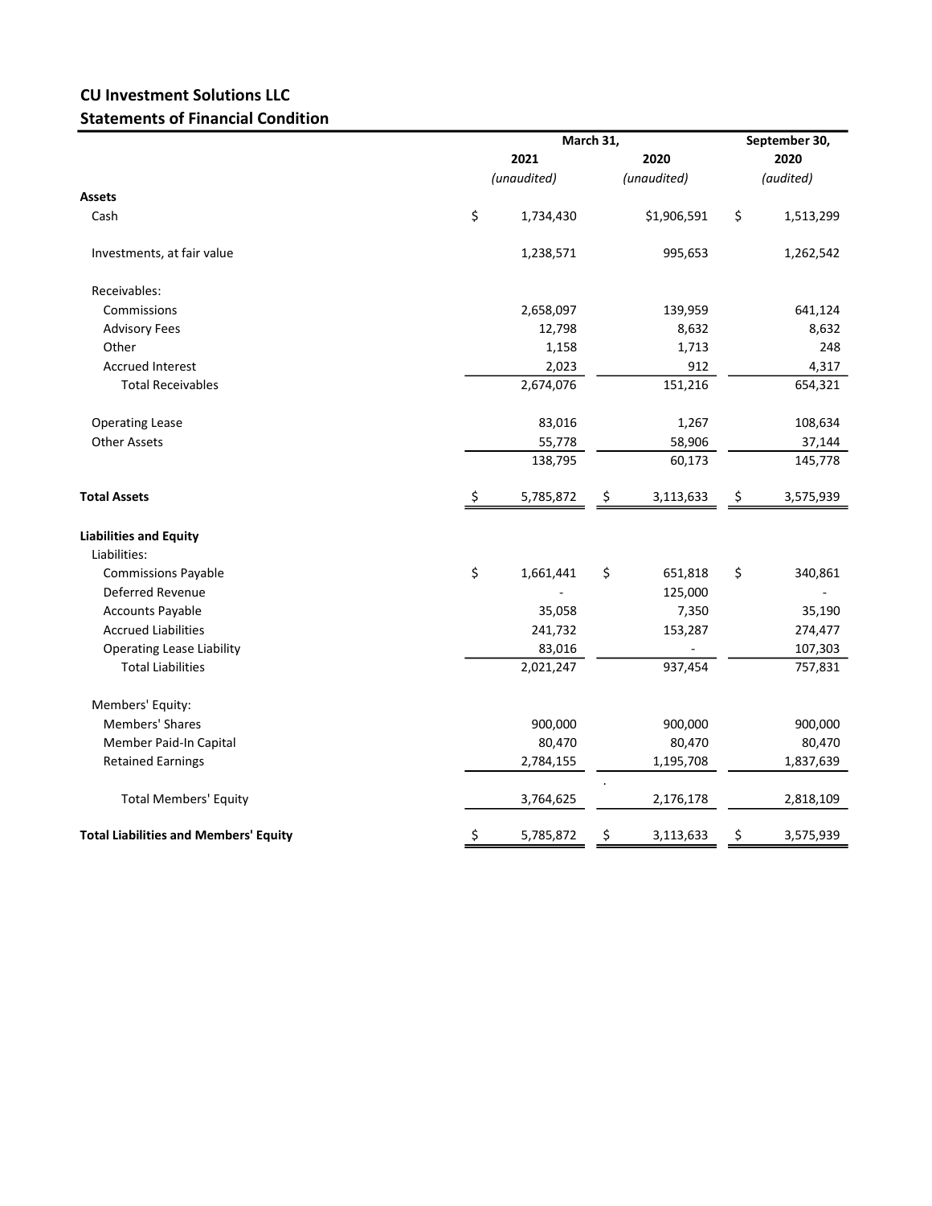**CU Investment Solutions LLC**
**Statements of Financial Condition**

| | March 31, 2021 *(unaudited)* | March 31, 2020 *(unaudited)* | September 30, 2020 *(audited)* |
|---|---|---|---|
| **Assets** | | | |
| Cash | $ 1,734,430 | $1,906,591 | $ 1,513,299 |
| Investments, at fair value | 1,238,571 | 995,653 | 1,262,542 |
| Receivables: | | | |
| Commissions | 2,658,097 | 139,959 | 641,124 |
| Advisory Fees | 12,798 | 8,632 | 8,632 |
| Other | 1,158 | 1,713 | 248 |
| Accrued Interest | 2,023 | 912 | 4,317 |
| Total Receivables | 2,674,076 | 151,216 | 654,321 |
| Operating Lease | 83,016 | 1,267 | 108,634 |
| Other Assets | 55,778 | 58,906 | 37,144 |
| | 138,795 | 60,173 | 145,778 |
| **Total Assets** | $ 5,785,872 | $ 3,113,633 | $ 3,575,939 |
| **Liabilities and Equity** | | | |
| Liabilities: | | | |
| Commissions Payable | $ 1,661,441 | $ 651,818 | $ 340,861 |
| Deferred Revenue | - | 125,000 | - |
| Accounts Payable | 35,058 | 7,350 | 35,190 |
| Accrued Liabilities | 241,732 | 153,287 | 274,477 |
| Operating Lease Liability | 83,016 | - | 107,303 |
| Total Liabilities | 2,021,247 | 937,454 | 757,831 |
| Members' Equity: | | | |
| Members' Shares | 900,000 | 900,000 | 900,000 |
| Member Paid-In Capital | 80,470 | 80,470 | 80,470 |
| Retained Earnings | 2,784,155 | 1,195,708 | 1,837,639 |
| Total Members' Equity | 3,764,625 | 2,176,178 | 2,818,109 |
| **Total Liabilities and Members' Equity** | $ 5,785,872 | $ 3,113,633 | $ 3,575,939 |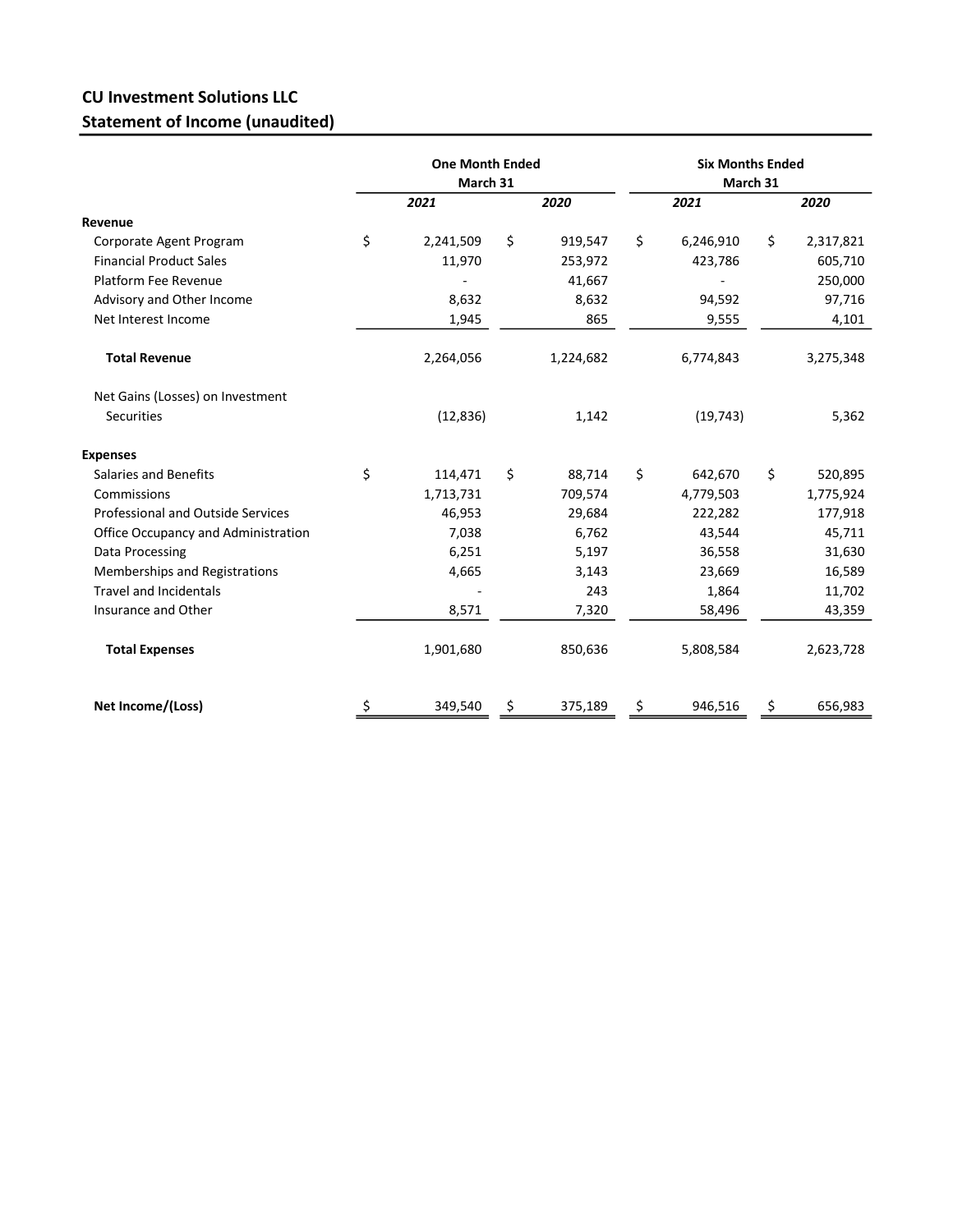**CU Investment Solutions LLC**

**Statement of Income (unaudited)**

| | One Month Ended March 31 | | Six Months Ended March 31 | |
|---|---|---|---|---|
| | *2021* | *2020* | *2021* | *2020* |
| **Revenue** | | | | |
| Corporate Agent Program | $ 2,241,509 | $ 919,547 | $ 6,246,910 | $ 2,317,821 |
| Financial Product Sales | 11,970 | 253,972 | 423,786 | 605,710 |
| Platform Fee Revenue | - | 41,667 | - | 250,000 |
| Advisory and Other Income | 8,632 | 8,632 | 94,592 | 97,716 |
| Net Interest Income | 1,945 | 865 | 9,555 | 4,101 |
| **Total Revenue** | 2,264,056 | 1,224,682 | 6,774,843 | 3,275,348 |
| Net Gains (Losses) on Investment Securities | (12,836) | 1,142 | (19,743) | 5,362 |
| **Expenses** | | | | |
| Salaries and Benefits | $ 114,471 | $ 88,714 | $ 642,670 | $ 520,895 |
| Commissions | 1,713,731 | 709,574 | 4,779,503 | 1,775,924 |
| Professional and Outside Services | 46,953 | 29,684 | 222,282 | 177,918 |
| Office Occupancy and Administration | 7,038 | 6,762 | 43,544 | 45,711 |
| Data Processing | 6,251 | 5,197 | 36,558 | 31,630 |
| Memberships and Registrations | 4,665 | 3,143 | 23,669 | 16,589 |
| Travel and Incidentals | - | 243 | 1,864 | 11,702 |
| Insurance and Other | 8,571 | 7,320 | 58,496 | 43,359 |
| **Total Expenses** | 1,901,680 | 850,636 | 5,808,584 | 2,623,728 |
| **Net Income/(Loss)** | $ 349,540 | $ 375,189 | $ 946,516 | $ 656,983 |